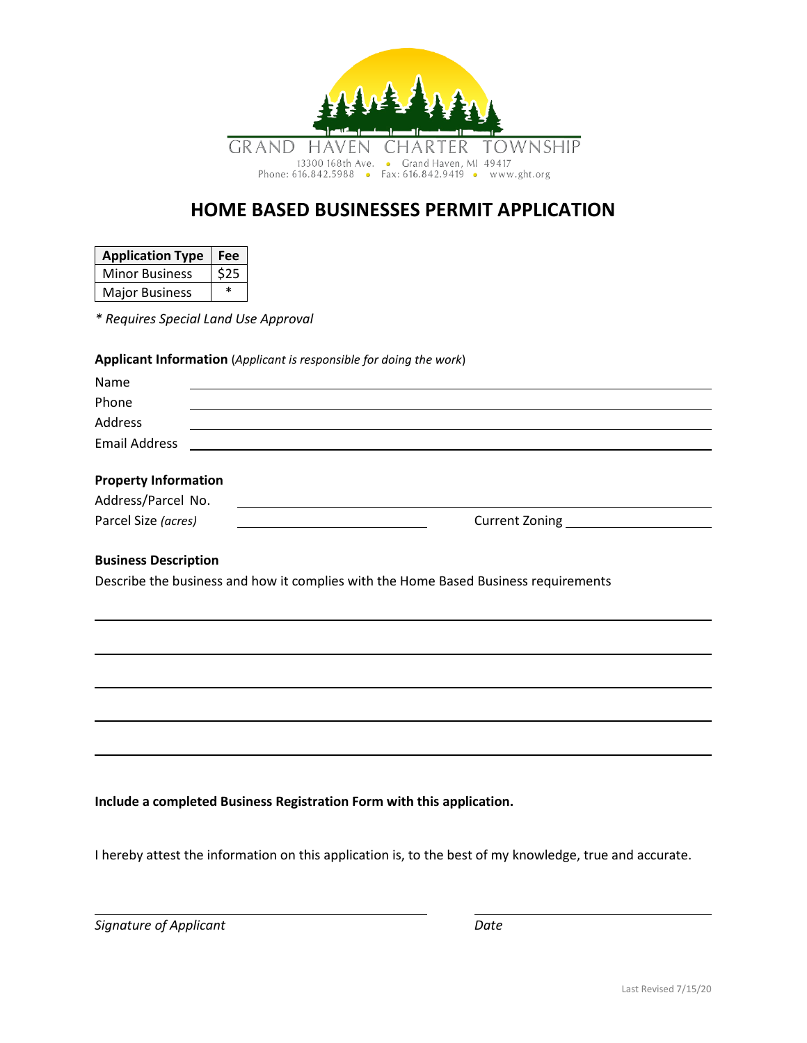GRAND HAVEN CHARTER TOWNSHIP

13300 168th Ave. • Grand Haven, MI 49417
Phone: 616.842.5988 • Fax: 616.842.9419 • www.ght.org

# HOME BASED BUSINESSES PERMIT APPLICATION

| Application Type | Fee |
| --- | --- |
| Minor Business | $25 |
| Major Business | * |

*\* Requires Special Land Use Approval*

**Applicant Information** (*Applicant is responsible for doing the work*)

Name ______________________________

Phone ______________________________

Address ______________________________

Email Address ______________________________

**Property Information**

Address/Parcel No. ______________________________

Parcel Size *(acres)* ______________ Current Zoning ______________

**Business Description**

Describe the business and how it complies with the Home Based Business requirements

______________________________

______________________________

______________________________

______________________________

______________________________

**Include a completed Business Registration Form with this application.**

I hereby attest the information on this application is, to the best of my knowledge, true and accurate.

______________________________ ______________

*Signature of Applicant* *Date*

Last Revised 7/15/20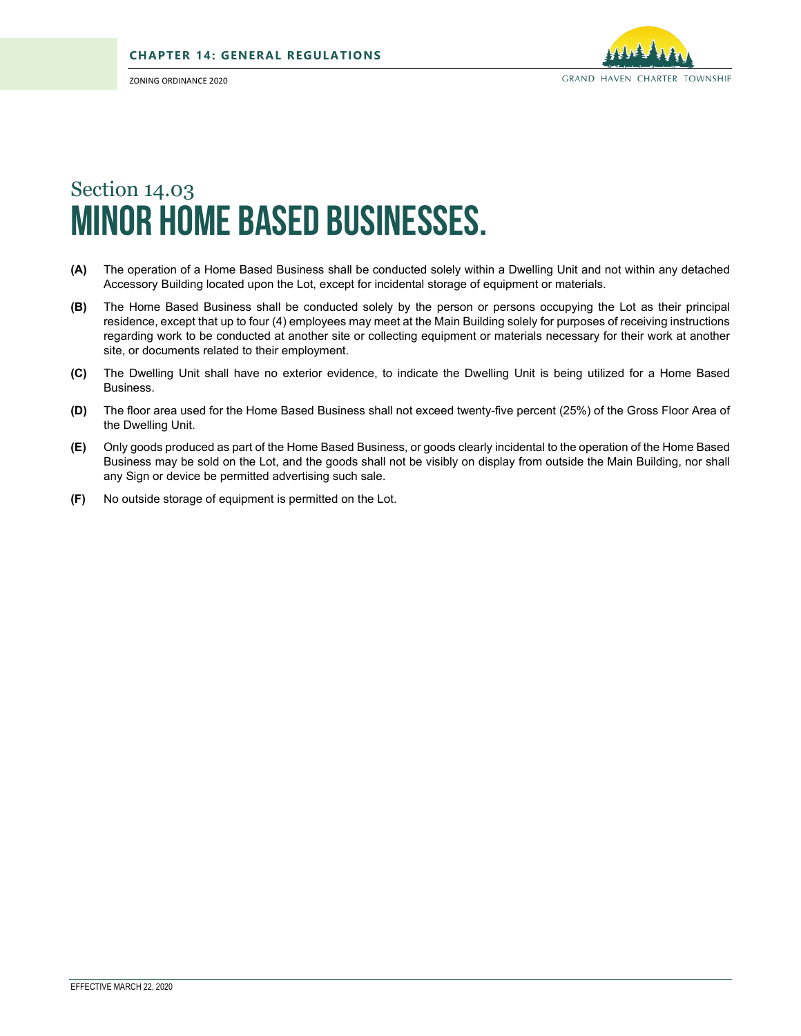# Section 14.03
# MINOR HOME BASED BUSINESSES.

**(A)** The operation of a Home Based Business shall be conducted solely within a Dwelling Unit and not within any detached Accessory Building located upon the Lot, except for incidental storage of equipment or materials.

**(B)** The Home Based Business shall be conducted solely by the person or persons occupying the Lot as their principal residence, except that up to four (4) employees may meet at the Main Building solely for purposes of receiving instructions regarding work to be conducted at another site or collecting equipment or materials necessary for their work at another site, or documents related to their employment.

**(C)** The Dwelling Unit shall have no exterior evidence, to indicate the Dwelling Unit is being utilized for a Home Based Business.

**(D)** The floor area used for the Home Based Business shall not exceed twenty-five percent (25%) of the Gross Floor Area of the Dwelling Unit.

**(E)** Only goods produced as part of the Home Based Business, or goods clearly incidental to the operation of the Home Based Business may be sold on the Lot, and the goods shall not be visibly on display from outside the Main Building, nor shall any Sign or device be permitted advertising such sale.

**(F)** No outside storage of equipment is permitted on the Lot.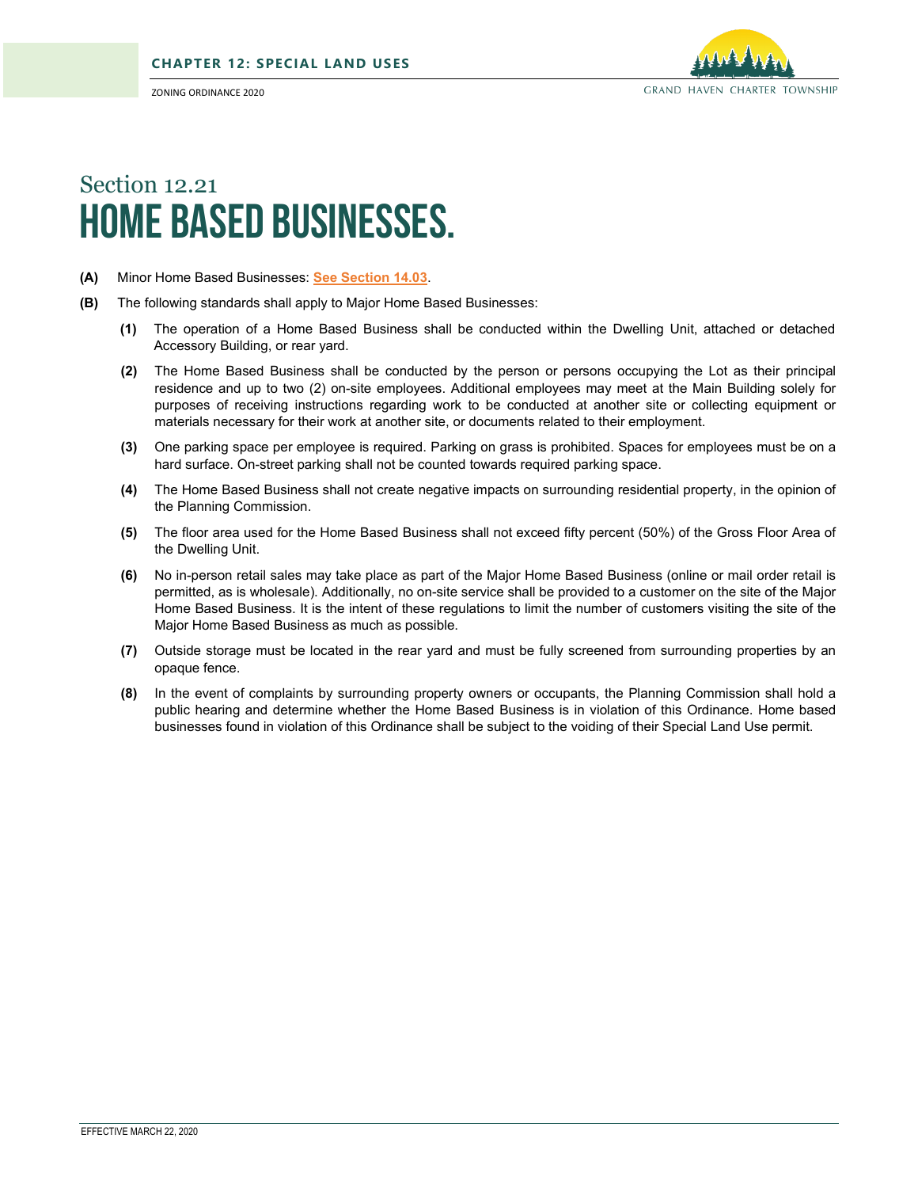# Section 12.21
# HOME BASED BUSINESSES.

**(A)** Minor Home Based Businesses: **See Section 14.03**.

**(B)** The following standards shall apply to Major Home Based Businesses:

**(1)** The operation of a Home Based Business shall be conducted within the Dwelling Unit, attached or detached Accessory Building, or rear yard.

**(2)** The Home Based Business shall be conducted by the person or persons occupying the Lot as their principal residence and up to two (2) on-site employees. Additional employees may meet at the Main Building solely for purposes of receiving instructions regarding work to be conducted at another site or collecting equipment or materials necessary for their work at another site, or documents related to their employment.

**(3)** One parking space per employee is required. Parking on grass is prohibited. Spaces for employees must be on a hard surface. On-street parking shall not be counted towards required parking space.

**(4)** The Home Based Business shall not create negative impacts on surrounding residential property, in the opinion of the Planning Commission.

**(5)** The floor area used for the Home Based Business shall not exceed fifty percent (50%) of the Gross Floor Area of the Dwelling Unit.

**(6)** No in-person retail sales may take place as part of the Major Home Based Business (online or mail order retail is permitted, as is wholesale). Additionally, no on-site service shall be provided to a customer on the site of the Major Home Based Business. It is the intent of these regulations to limit the number of customers visiting the site of the Major Home Based Business as much as possible.

**(7)** Outside storage must be located in the rear yard and must be fully screened from surrounding properties by an opaque fence.

**(8)** In the event of complaints by surrounding property owners or occupants, the Planning Commission shall hold a public hearing and determine whether the Home Based Business is in violation of this Ordinance. Home based businesses found in violation of this Ordinance shall be subject to the voiding of their Special Land Use permit.